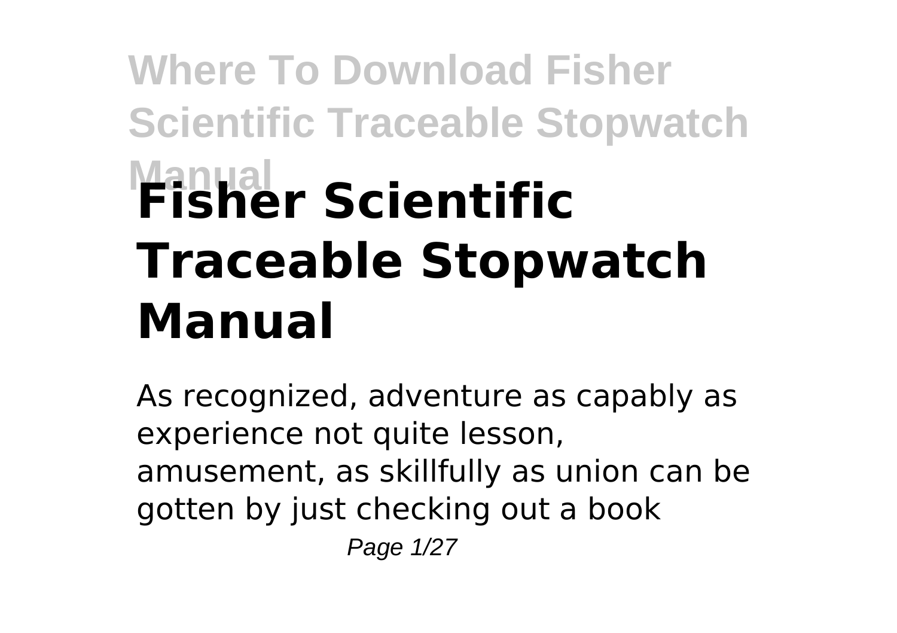# Fisher Scientific Traceable Stopwatch Manual

As recognized, adventure as capably as experience not quite lesson, amusement, as skillfully as union can be gotten by just checking out a book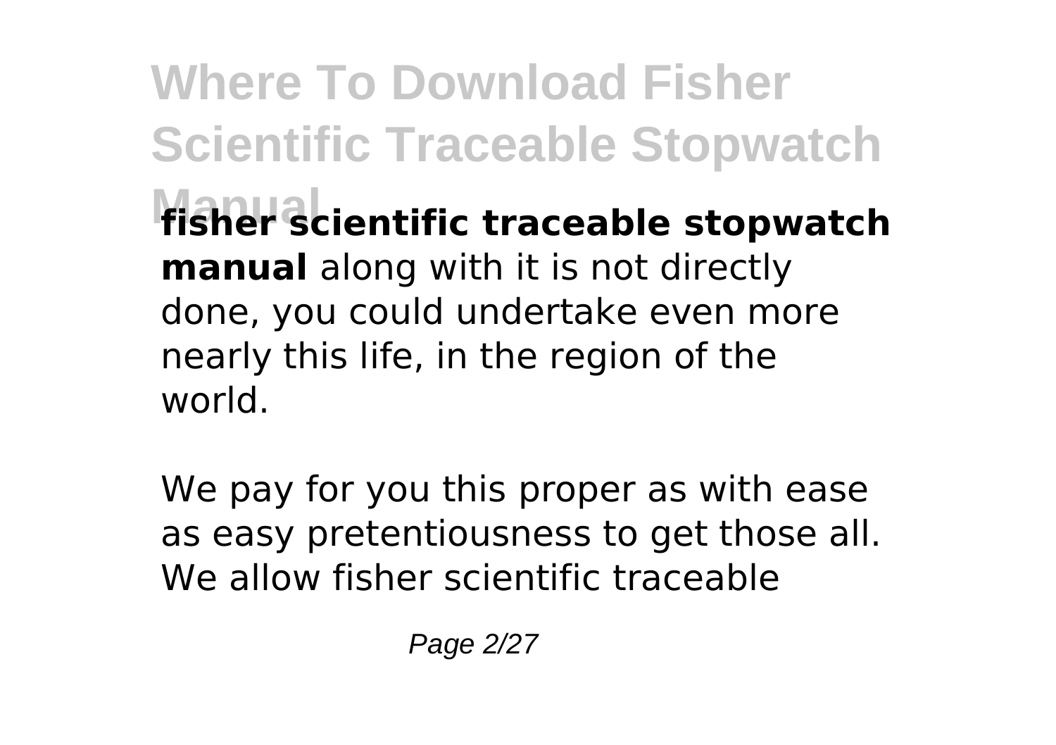**fisher scientific traceable stopwatch manual** along with it is not directly done, you could undertake even more nearly this life, in the region of the world.

We pay for you this proper as with ease as easy pretentiousness to get those all. We allow fisher scientific traceable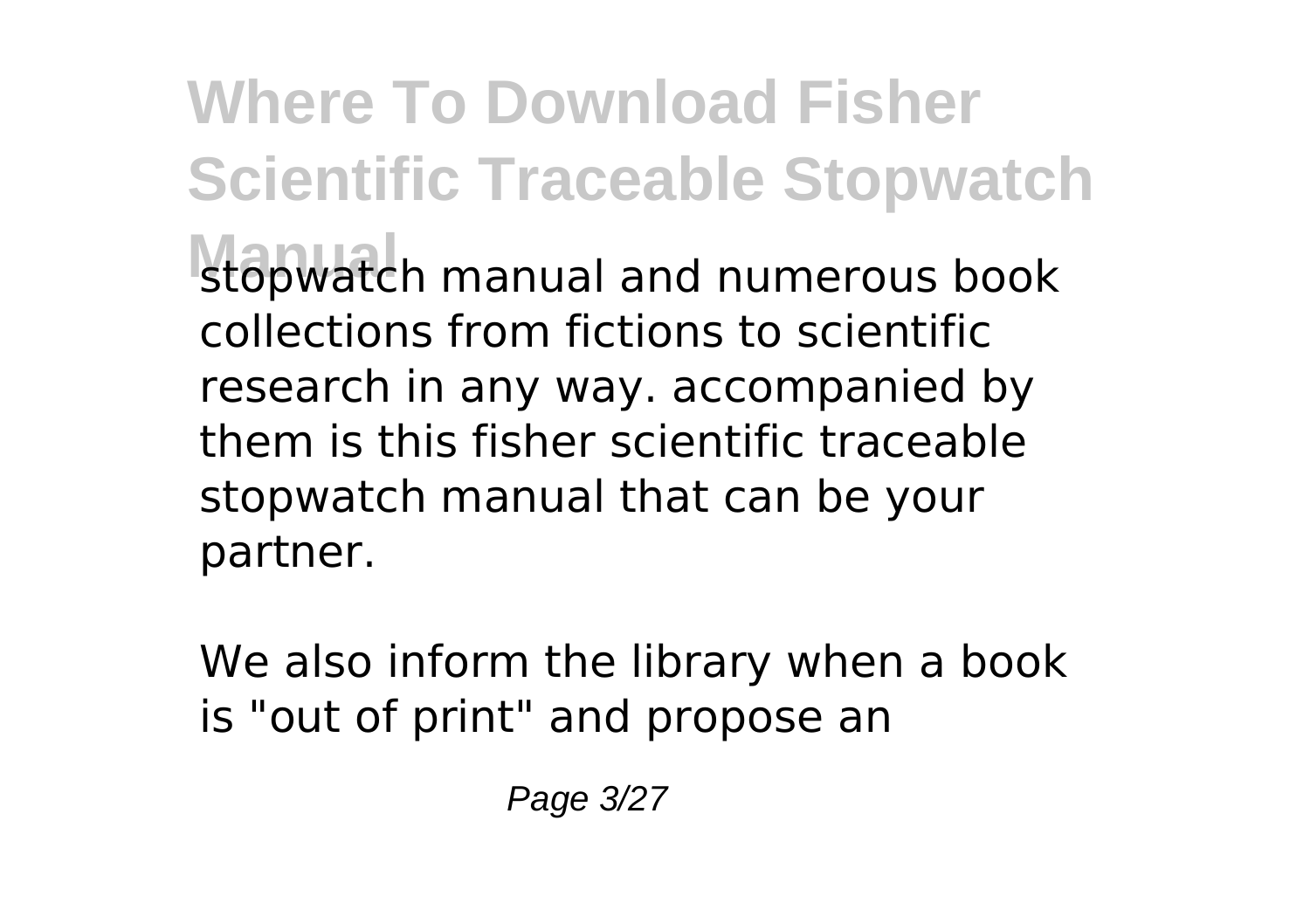stopwatch manual and numerous book collections from fictions to scientific research in any way. accompanied by them is this fisher scientific traceable stopwatch manual that can be your partner.

We also inform the library when a book is "out of print" and propose an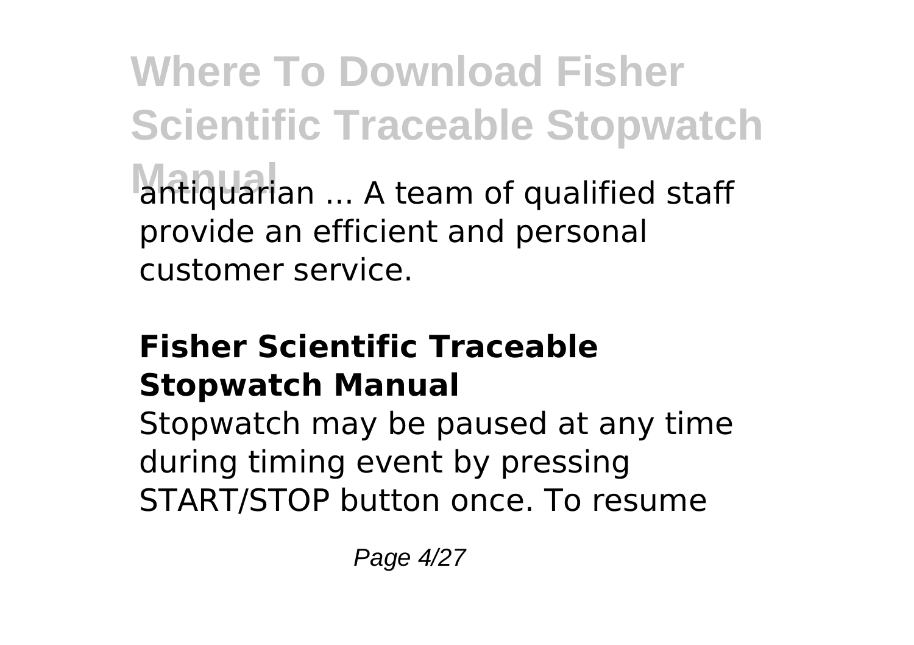antiquarian ... A team of qualified staff provide an efficient and personal customer service.

### Fisher Scientific Traceable Stopwatch Manual

Stopwatch may be paused at any time during timing event by pressing START/STOP button once. To resume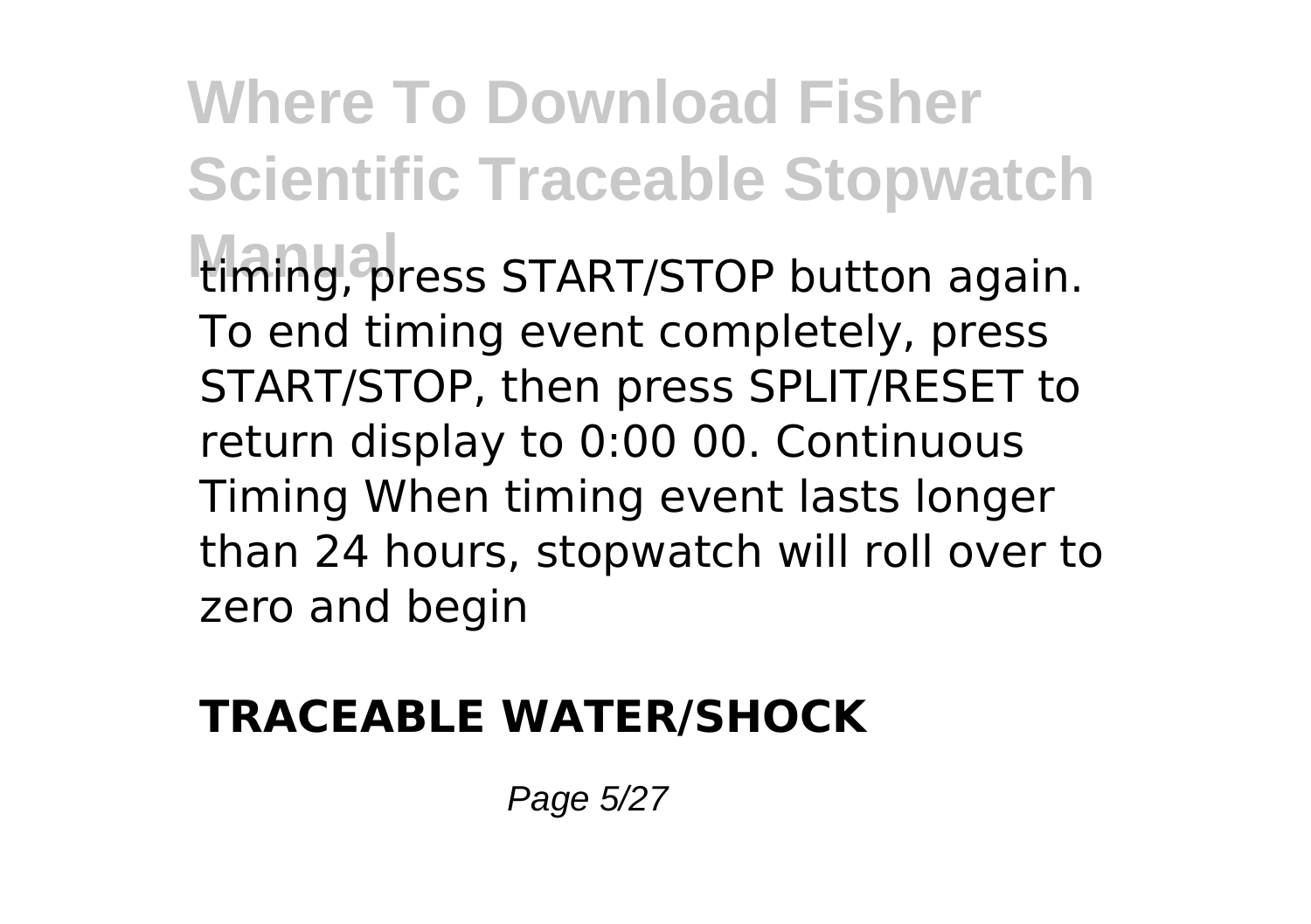timing, press START/STOP button again. To end timing event completely, press START/STOP, then press SPLIT/RESET to return display to 0:00 00. Continuous Timing When timing event lasts longer than 24 hours, stopwatch will roll over to zero and begin

**TRACEABLE WATER/SHOCK**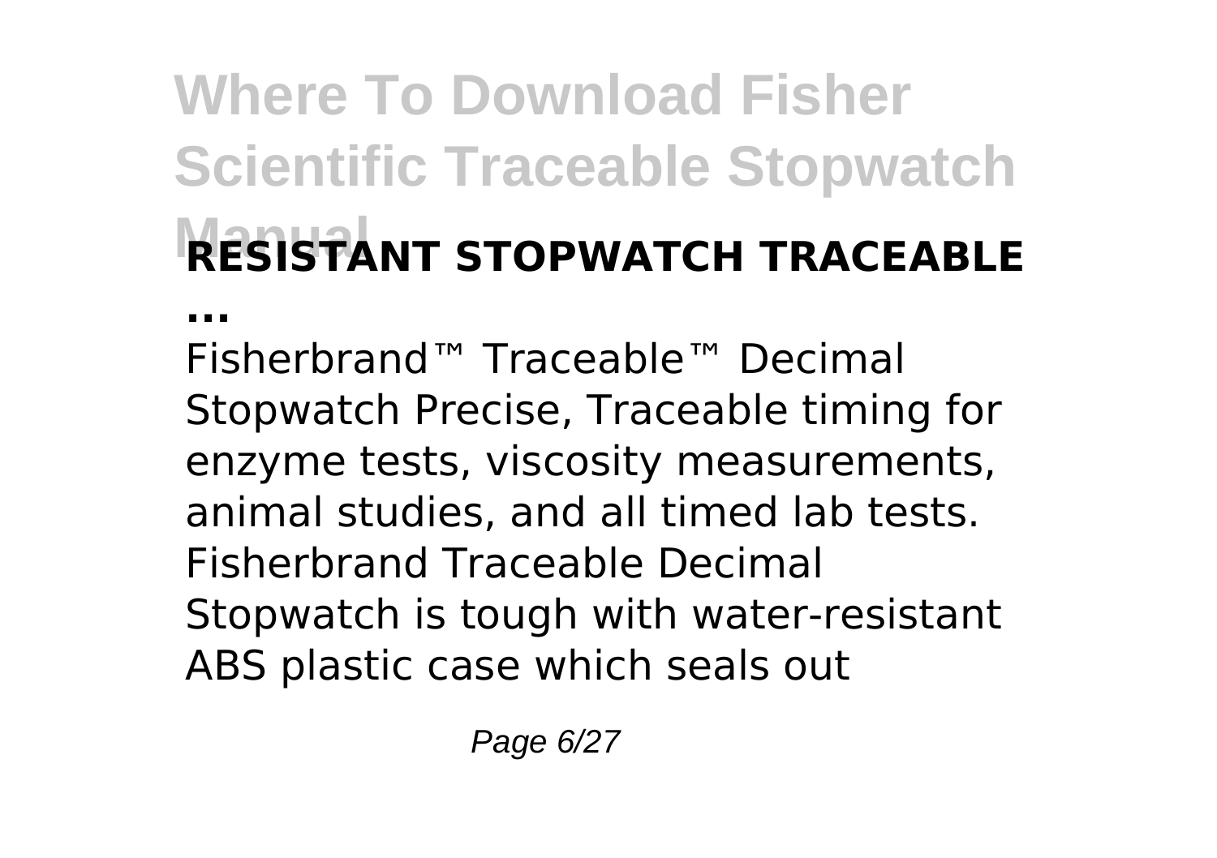**RESISTANT STOPWATCH TRACEABLE ...**

Fisherbrand™ Traceable™ Decimal Stopwatch Precise, Traceable timing for enzyme tests, viscosity measurements, animal studies, and all timed lab tests. Fisherbrand Traceable Decimal Stopwatch is tough with water-resistant ABS plastic case which seals out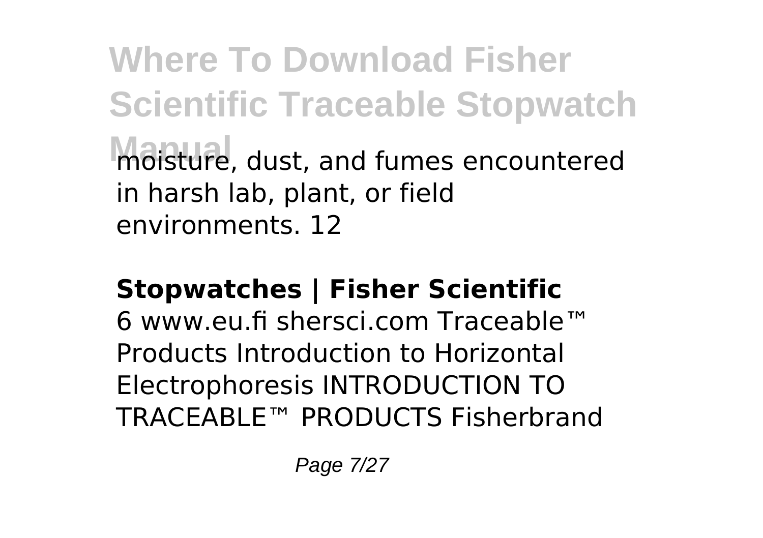moisture, dust, and fumes encountered in harsh lab, plant, or field environments. 12

**Stopwatches | Fisher Scientific**

6 www.eu.fi shersci.com Traceable™ Products Introduction to Horizontal Electrophoresis INTRODUCTION TO TRACEABLE™ PRODUCTS Fisherbrand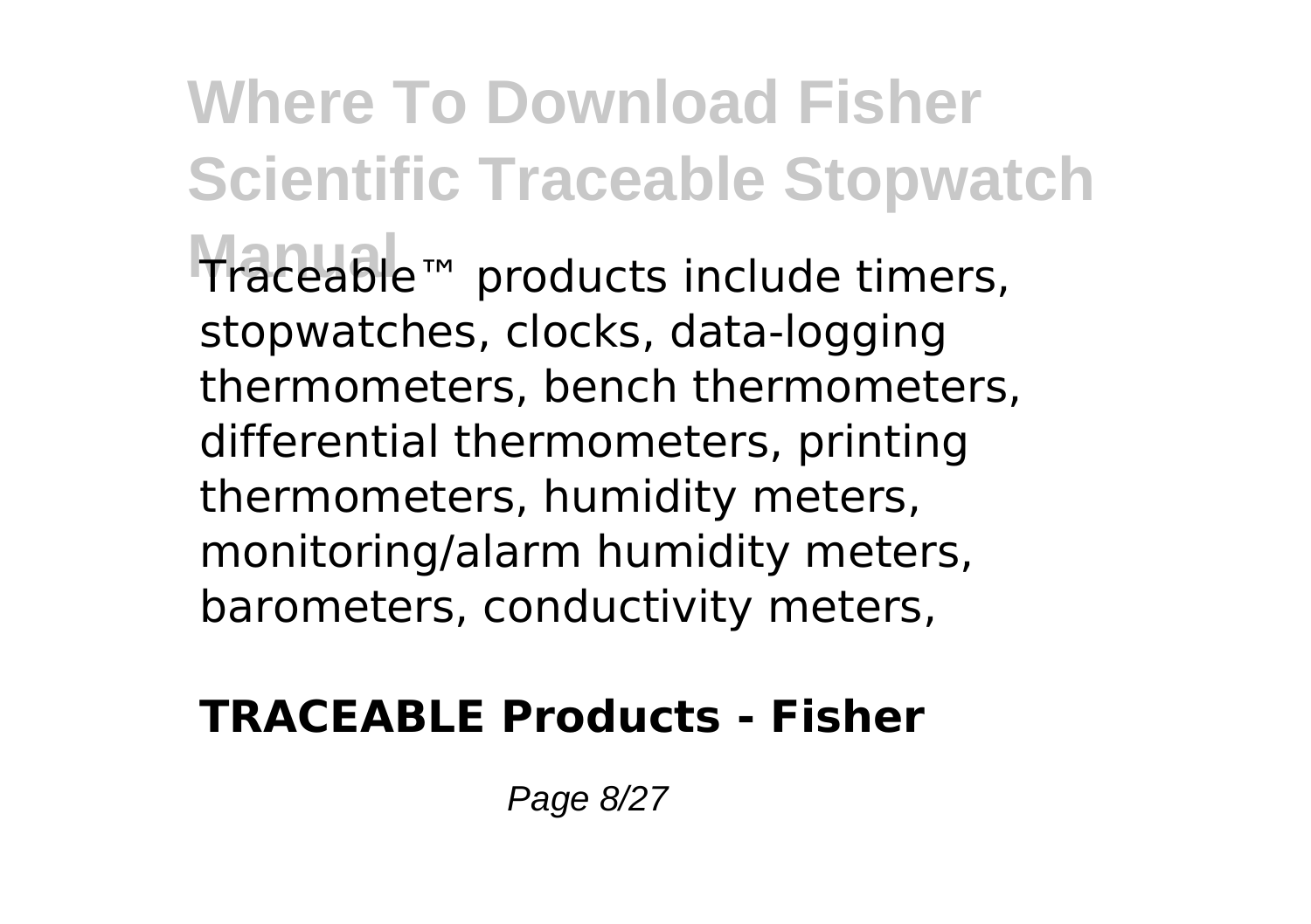Traceable™ products include timers, stopwatches, clocks, data-logging thermometers, bench thermometers, differential thermometers, printing thermometers, humidity meters, monitoring/alarm humidity meters, barometers, conductivity meters,

**TRACEABLE Products - Fisher**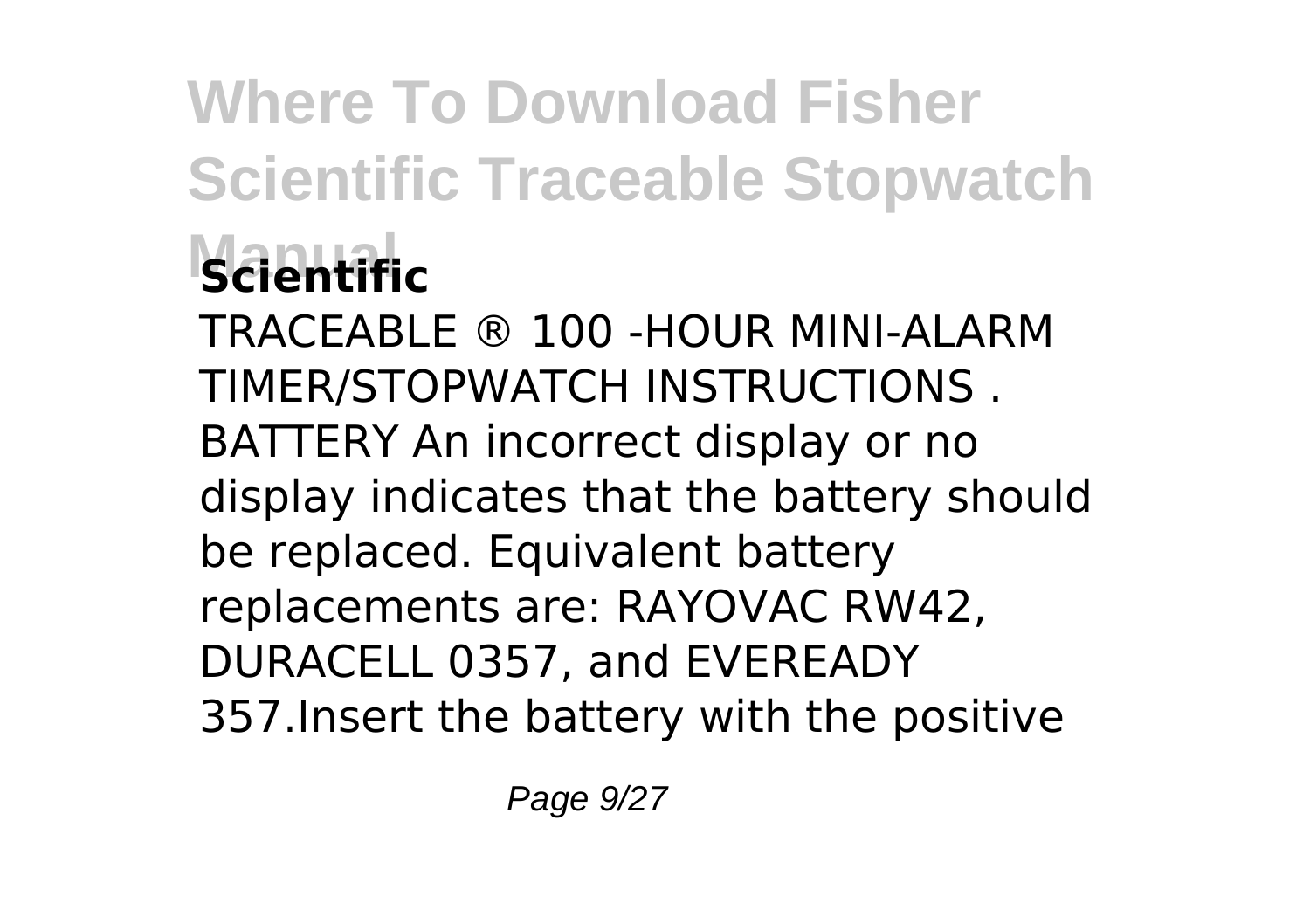**Scientific**

TRACEABLE ® 100 -HOUR MINI-ALARM TIMER/STOPWATCH INSTRUCTIONS . BATTERY An incorrect display or no display indicates that the battery should be replaced. Equivalent battery replacements are: RAYOVAC RW42, DURACELL 0357, and EVEREADY 357.Insert the battery with the positive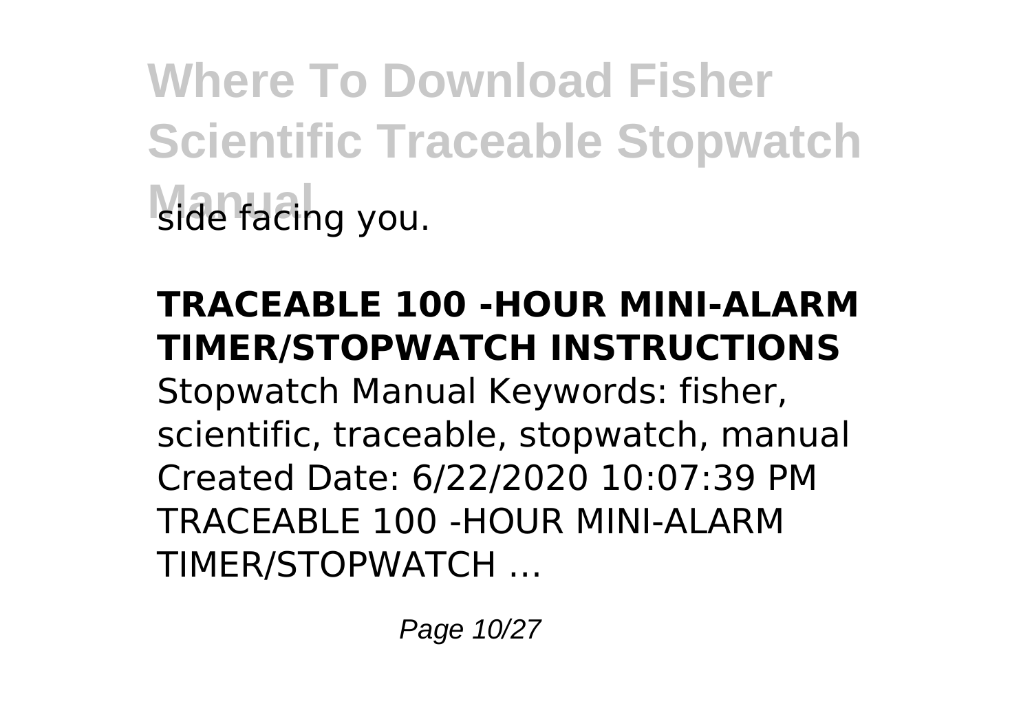side facing you.

**TRACEABLE 100 -HOUR MINI-ALARM TIMER/STOPWATCH INSTRUCTIONS**

Stopwatch Manual Keywords: fisher, scientific, traceable, stopwatch, manual Created Date: 6/22/2020 10:07:39 PM TRACEABLE 100 -HOUR MINI-ALARM TIMER/STOPWATCH ...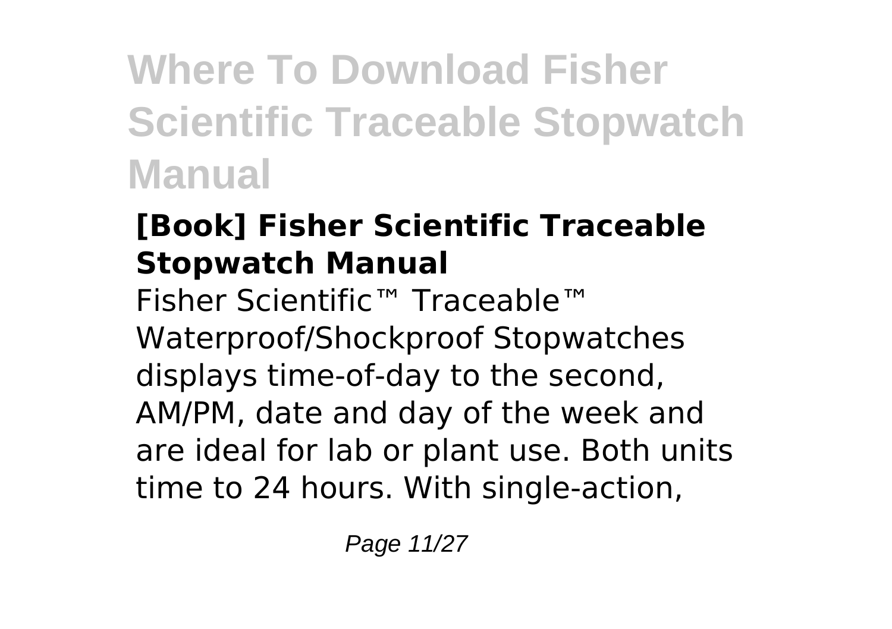## [Book] Fisher Scientific Traceable Stopwatch Manual

Fisher Scientific™ Traceable™ Waterproof/Shockproof Stopwatches displays time-of-day to the second, AM/PM, date and day of the week and are ideal for lab or plant use. Both units time to 24 hours. With single-action,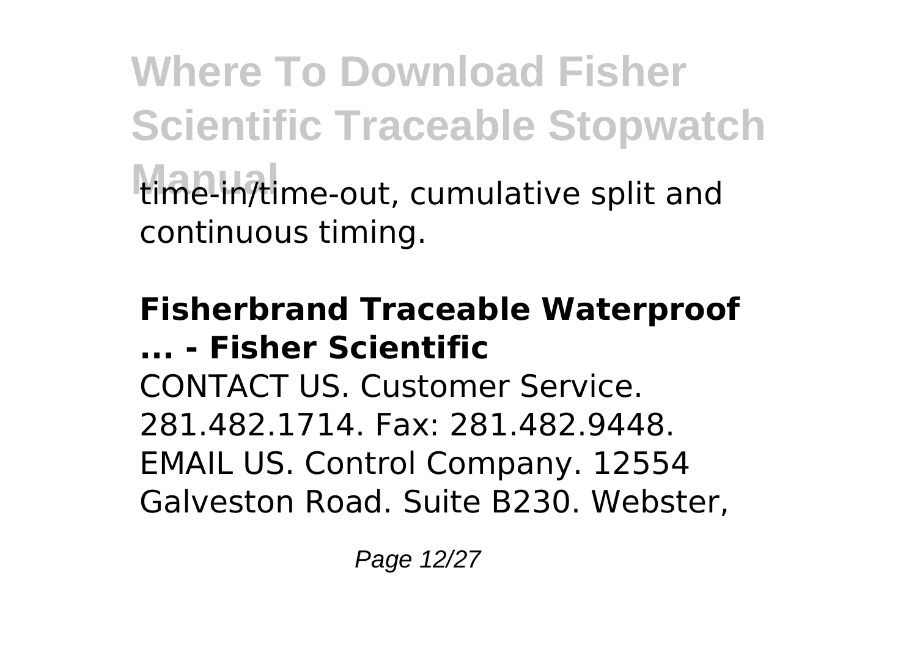time-in/time-out, cumulative split and continuous timing.

**Fisherbrand Traceable Waterproof ... - Fisher Scientific**

CONTACT US. Customer Service. 281.482.1714. Fax: 281.482.9448. EMAIL US. Control Company. 12554 Galveston Road. Suite B230. Webster,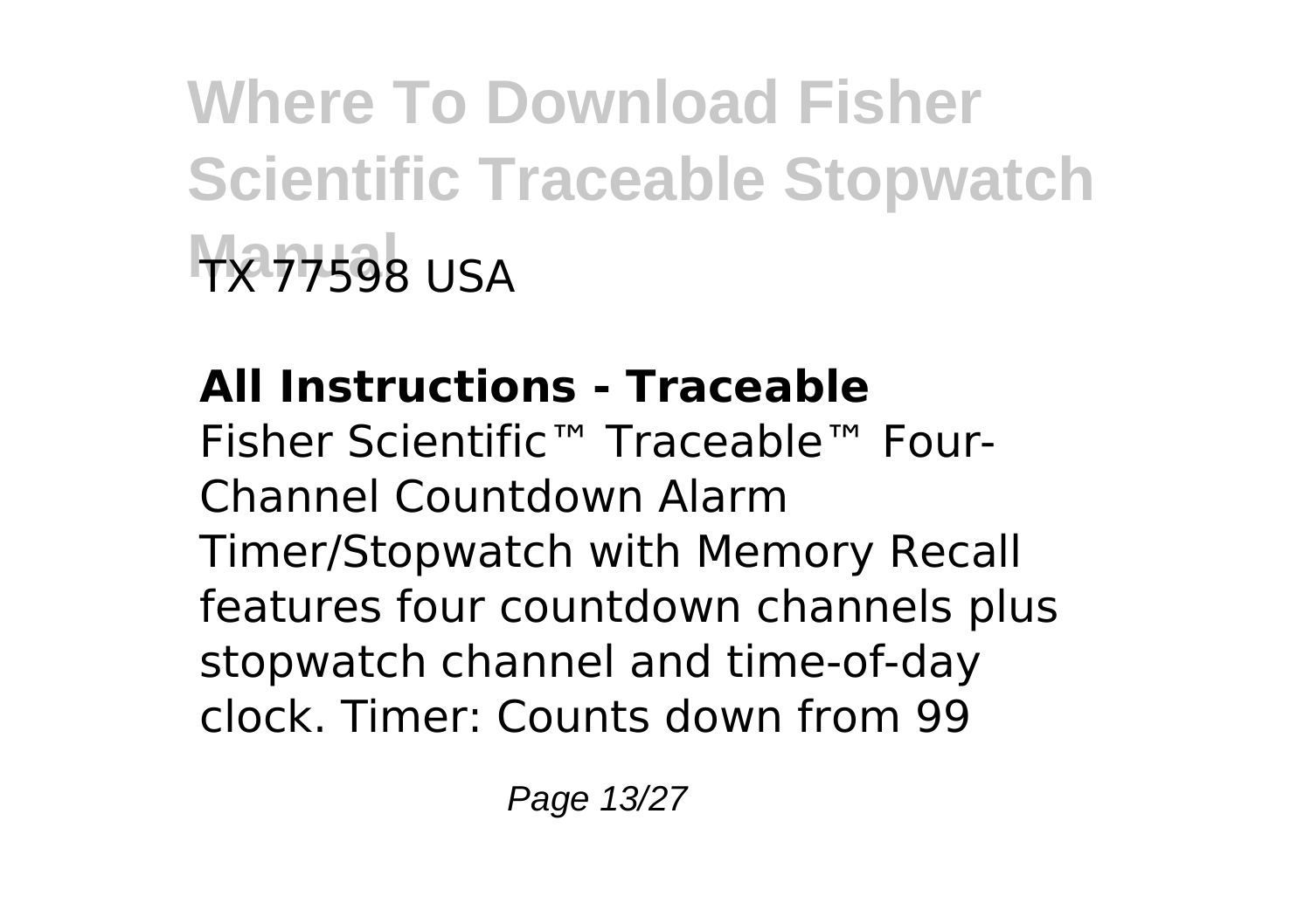TX 77598 USA

**All Instructions - Traceable**

Fisher Scientific™ Traceable™ Four-Channel Countdown Alarm Timer/Stopwatch with Memory Recall features four countdown channels plus stopwatch channel and time-of-day clock. Timer: Counts down from 99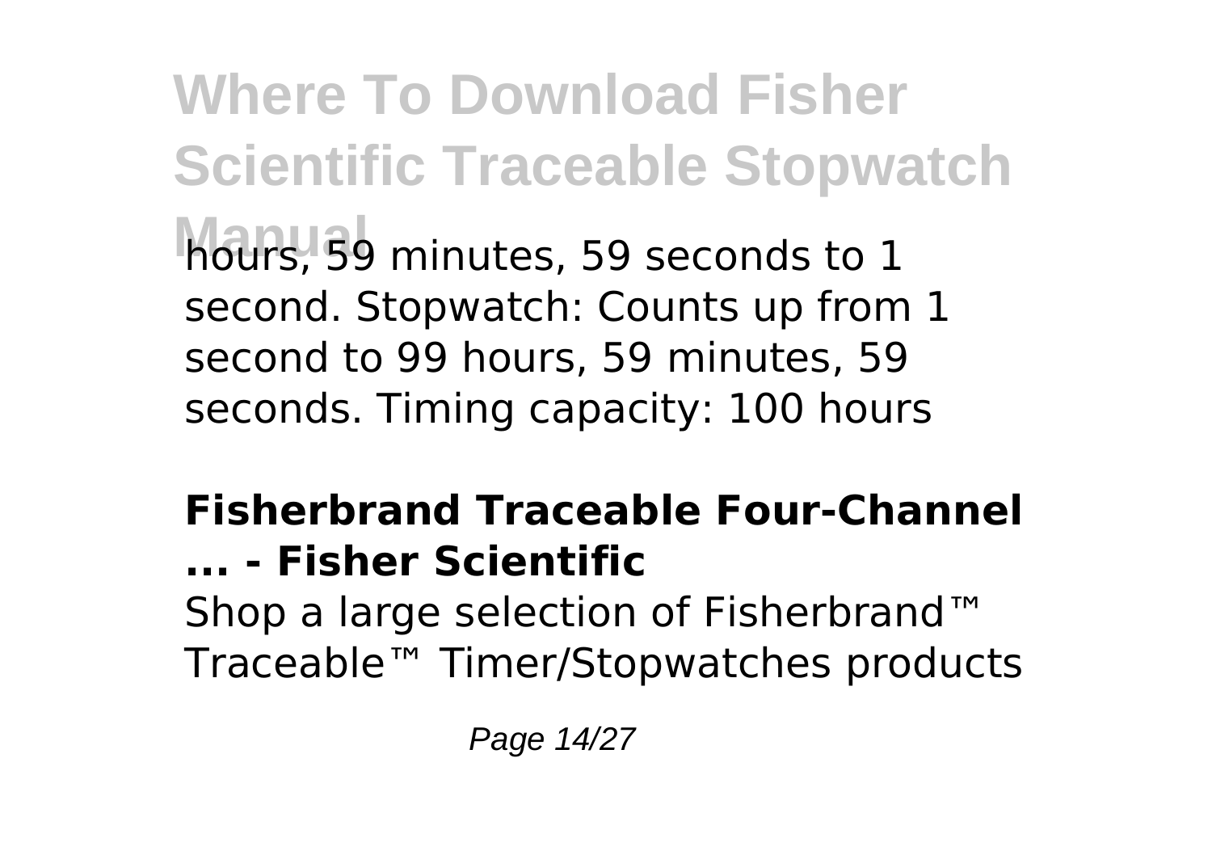hours, 59 minutes, 59 seconds to 1 second. Stopwatch: Counts up from 1 second to 99 hours, 59 minutes, 59 seconds. Timing capacity: 100 hours

**Fisherbrand Traceable Four-Channel ... - Fisher Scientific**

Shop a large selection of Fisherbrand™ Traceable™ Timer/Stopwatches products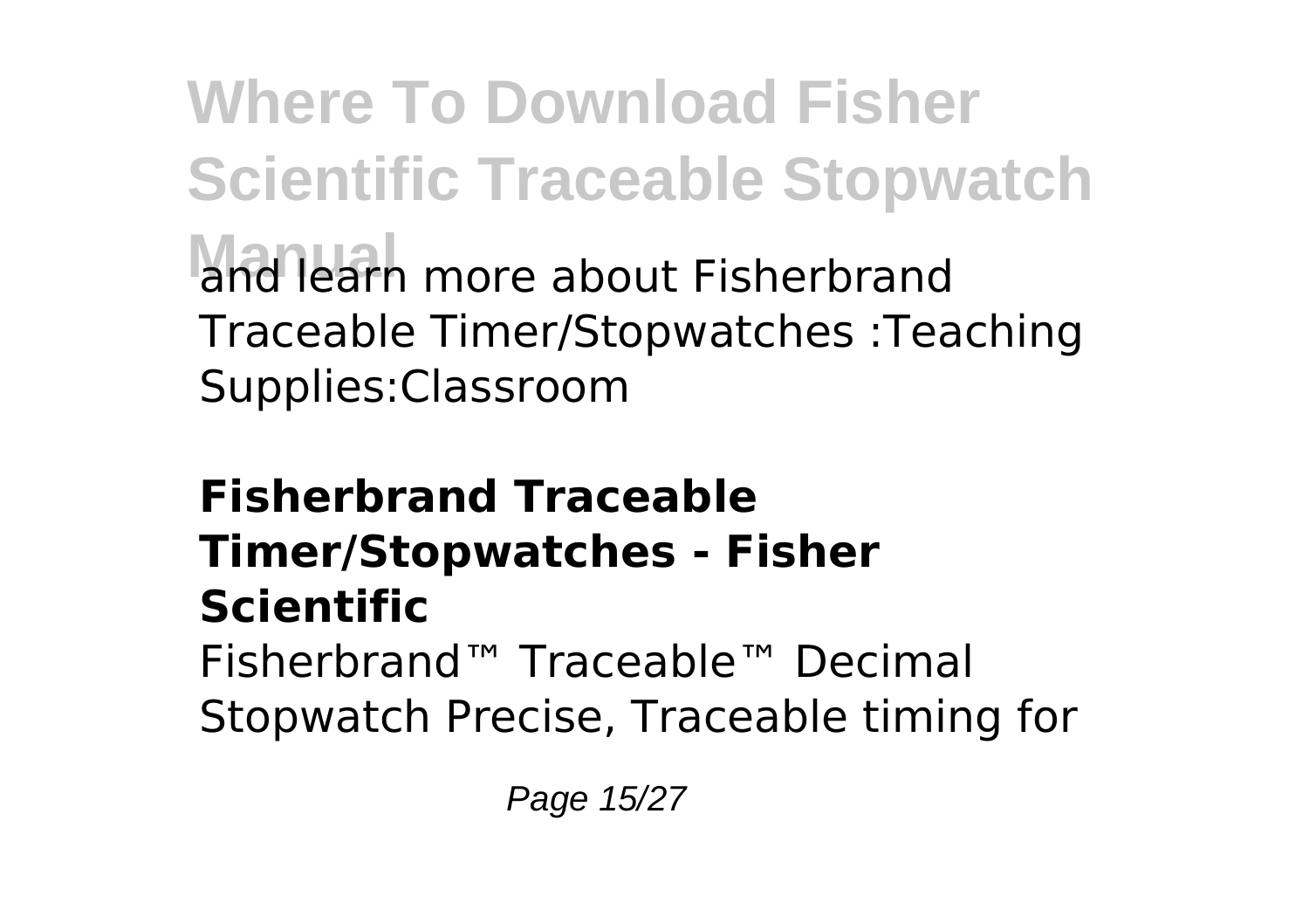and learn more about Fisherbrand Traceable Timer/Stopwatches :Teaching Supplies:Classroom

**Fisherbrand Traceable Timer/Stopwatches - Fisher Scientific**

Fisherbrand™ Traceable™ Decimal Stopwatch Precise, Traceable timing for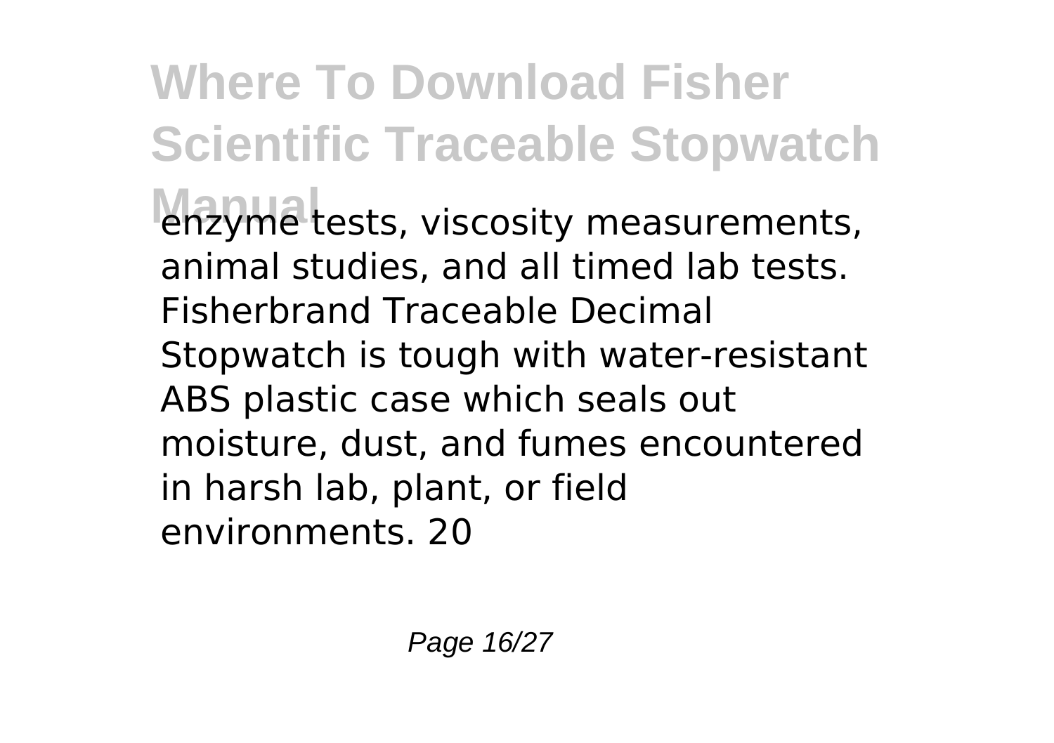enzyme tests, viscosity measurements, animal studies, and all timed lab tests. Fisherbrand Traceable Decimal Stopwatch is tough with water-resistant ABS plastic case which seals out moisture, dust, and fumes encountered in harsh lab, plant, or field environments. 20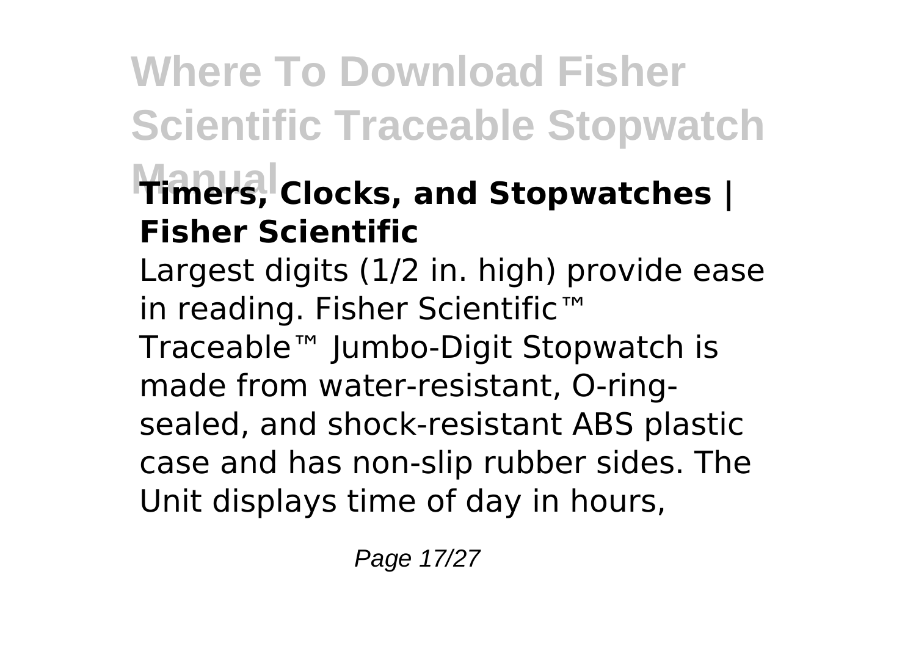### Timers, Clocks, and Stopwatches | Fisher Scientific

Largest digits (1/2 in. high) provide ease in reading. Fisher Scientific™ Traceable™ Jumbo-Digit Stopwatch is made from water-resistant, O-ring-sealed, and shock-resistant ABS plastic case and has non-slip rubber sides. The Unit displays time of day in hours,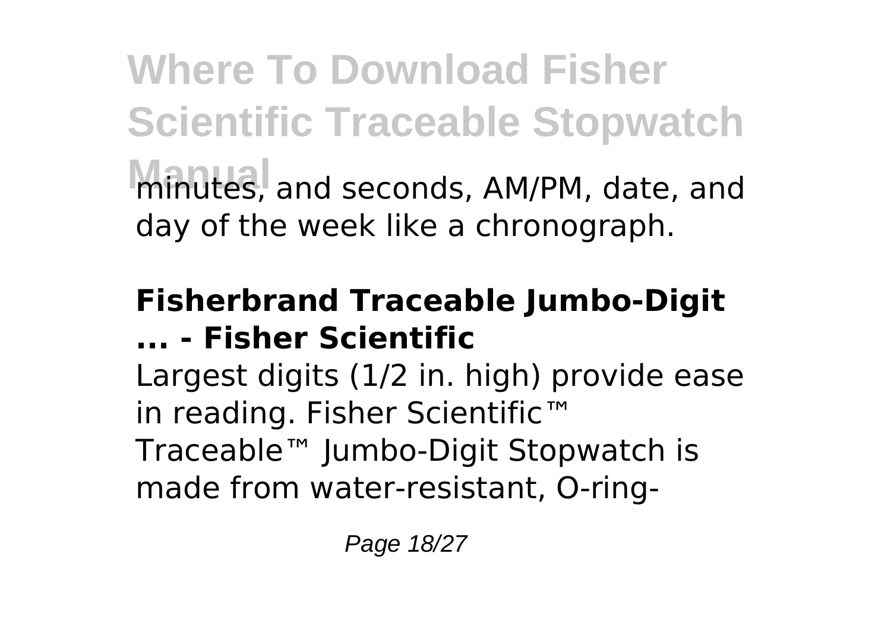minutes, and seconds, AM/PM, date, and day of the week like a chronograph.

### Fisherbrand Traceable Jumbo-Digit ... - Fisher Scientific

Largest digits (1/2 in. high) provide ease in reading. Fisher Scientific™ Traceable™ Jumbo-Digit Stopwatch is made from water-resistant, O-ring-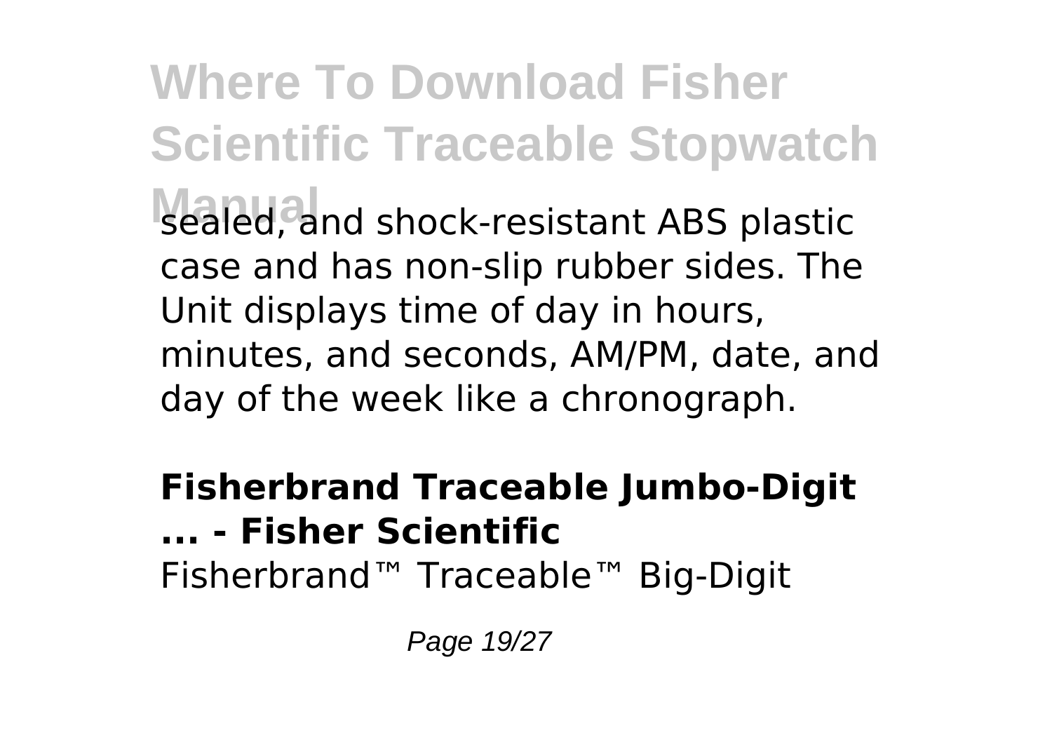sealed, and shock-resistant ABS plastic case and has non-slip rubber sides. The Unit displays time of day in hours, minutes, and seconds, AM/PM, date, and day of the week like a chronograph.

**Fisherbrand Traceable Jumbo-Digit ... - Fisher Scientific**

Fisherbrand™ Traceable™ Big-Digit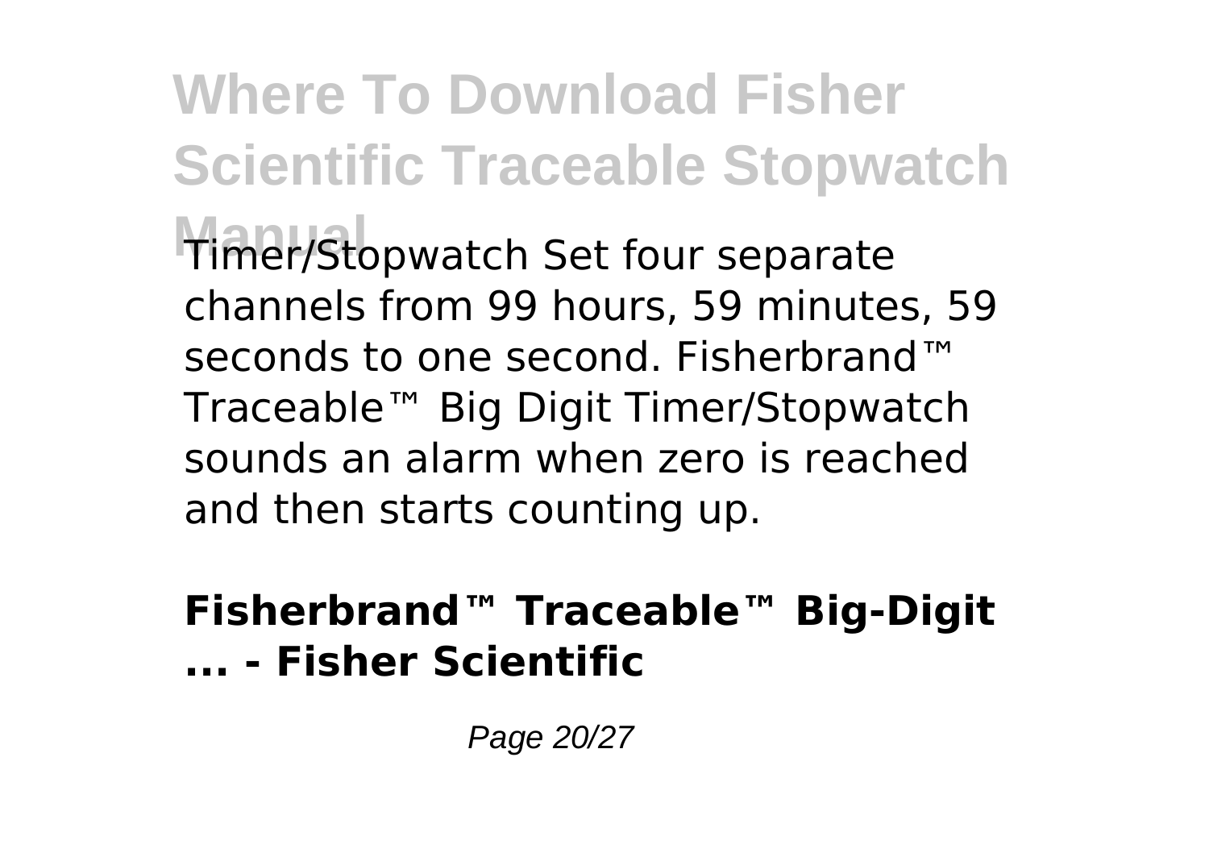Timer/Stopwatch Set four separate channels from 99 hours, 59 minutes, 59 seconds to one second. Fisherbrand™ Traceable™ Big Digit Timer/Stopwatch sounds an alarm when zero is reached and then starts counting up.

**Fisherbrand™ Traceable™ Big-Digit ... - Fisher Scientific**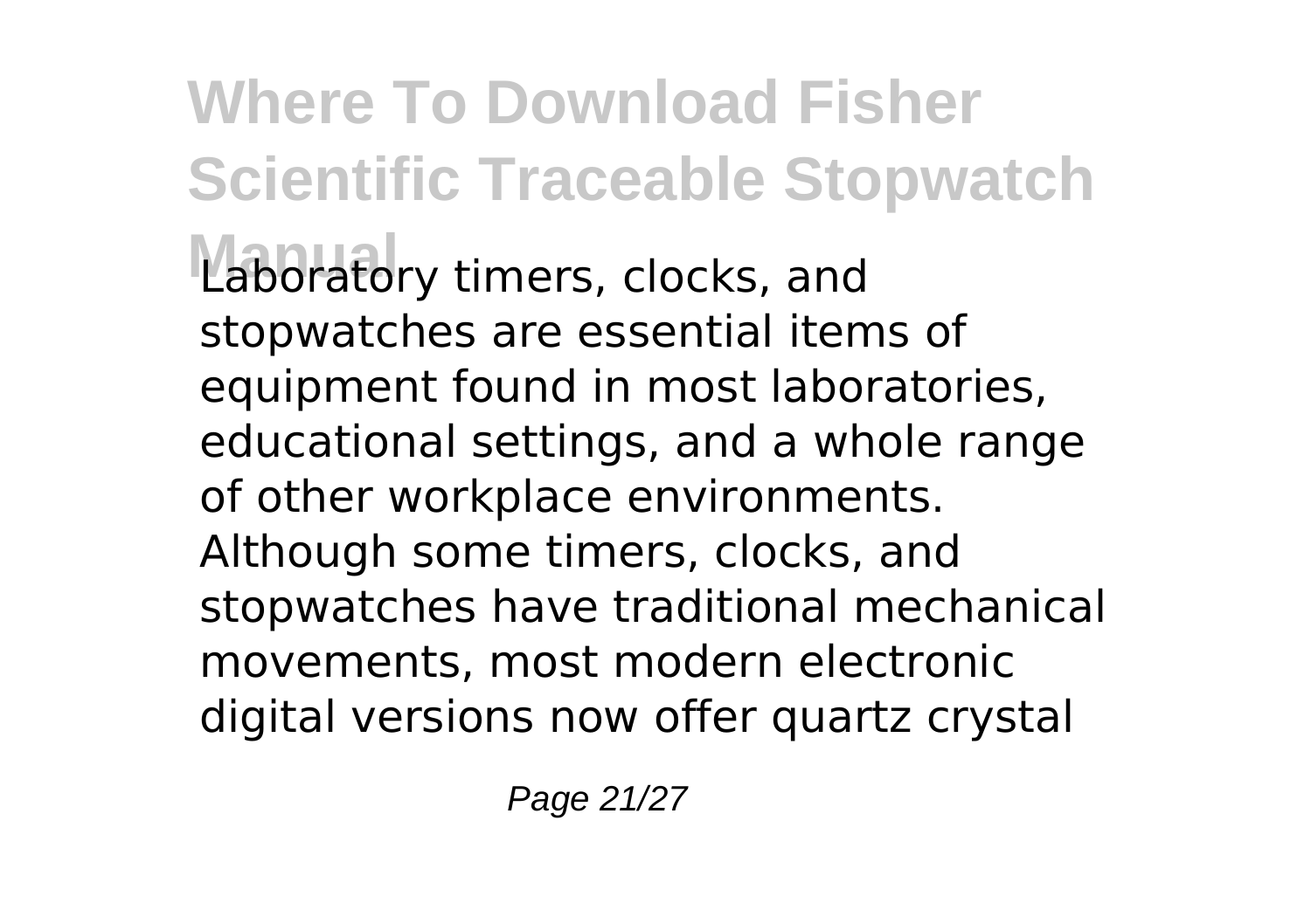Laboratory timers, clocks, and stopwatches are essential items of equipment found in most laboratories, educational settings, and a whole range of other workplace environments. Although some timers, clocks, and stopwatches have traditional mechanical movements, most modern electronic digital versions now offer quartz crystal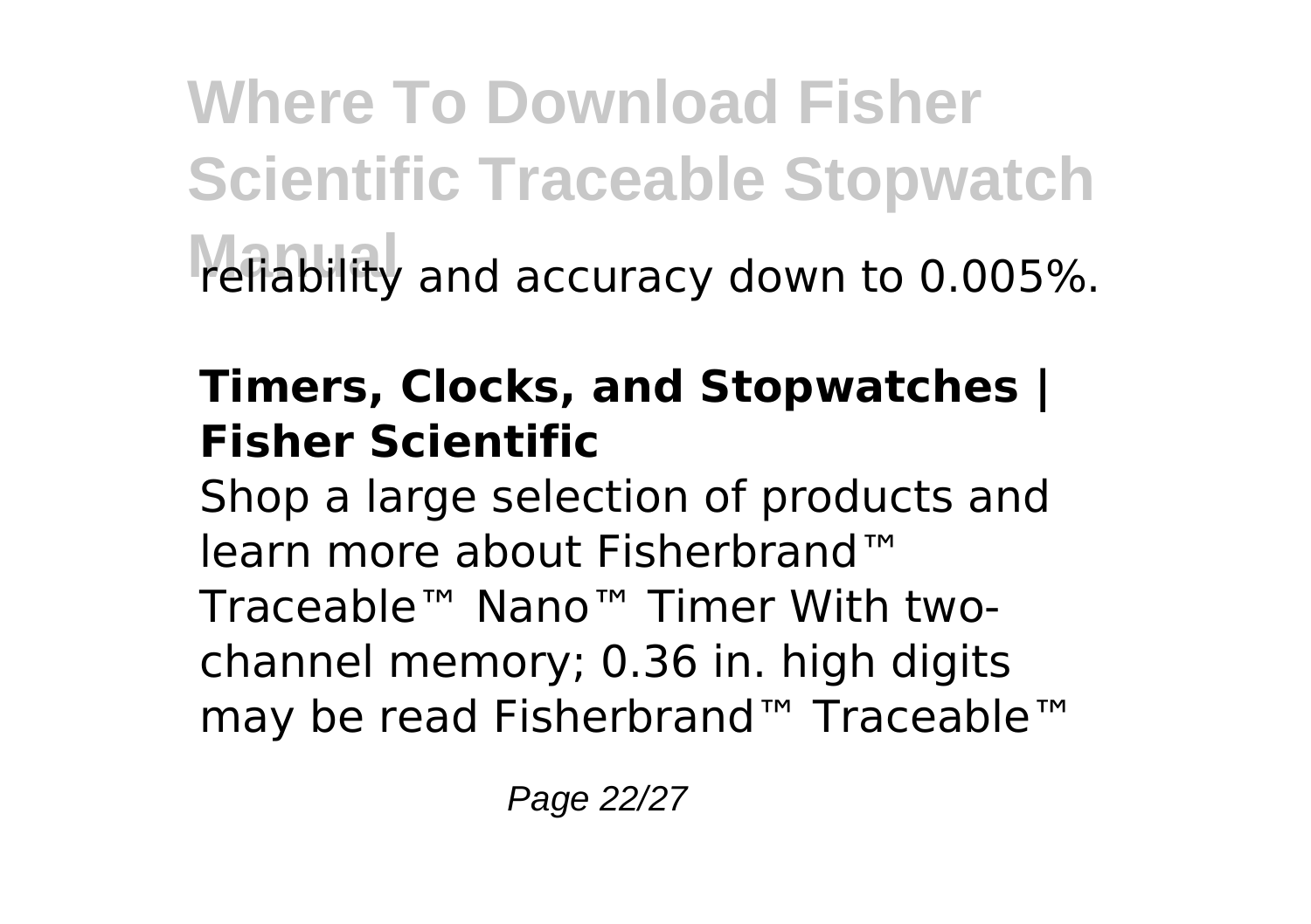reliability and accuracy down to 0.005%.

**Timers, Clocks, and Stopwatches | Fisher Scientific**

Shop a large selection of products and learn more about Fisherbrand™ Traceable™ Nano™ Timer With two-channel memory; 0.36 in. high digits may be read Fisherbrand™ Traceable™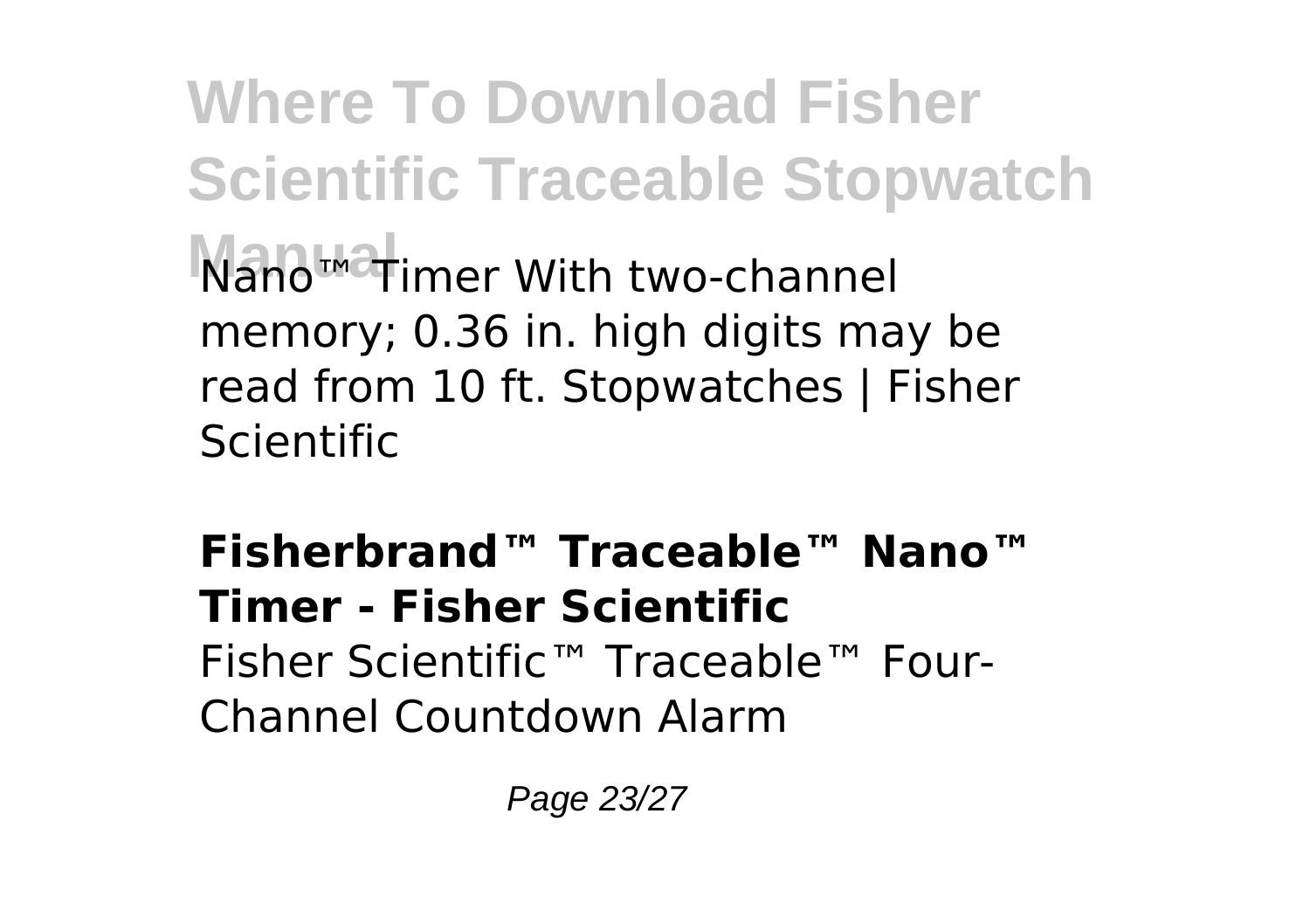Nano™ Timer With two-channel memory; 0.36 in. high digits may be read from 10 ft. Stopwatches | Fisher Scientific

**Fisherbrand™ Traceable™ Nano™ Timer - Fisher Scientific**

Fisher Scientific™ Traceable™ Four-Channel Countdown Alarm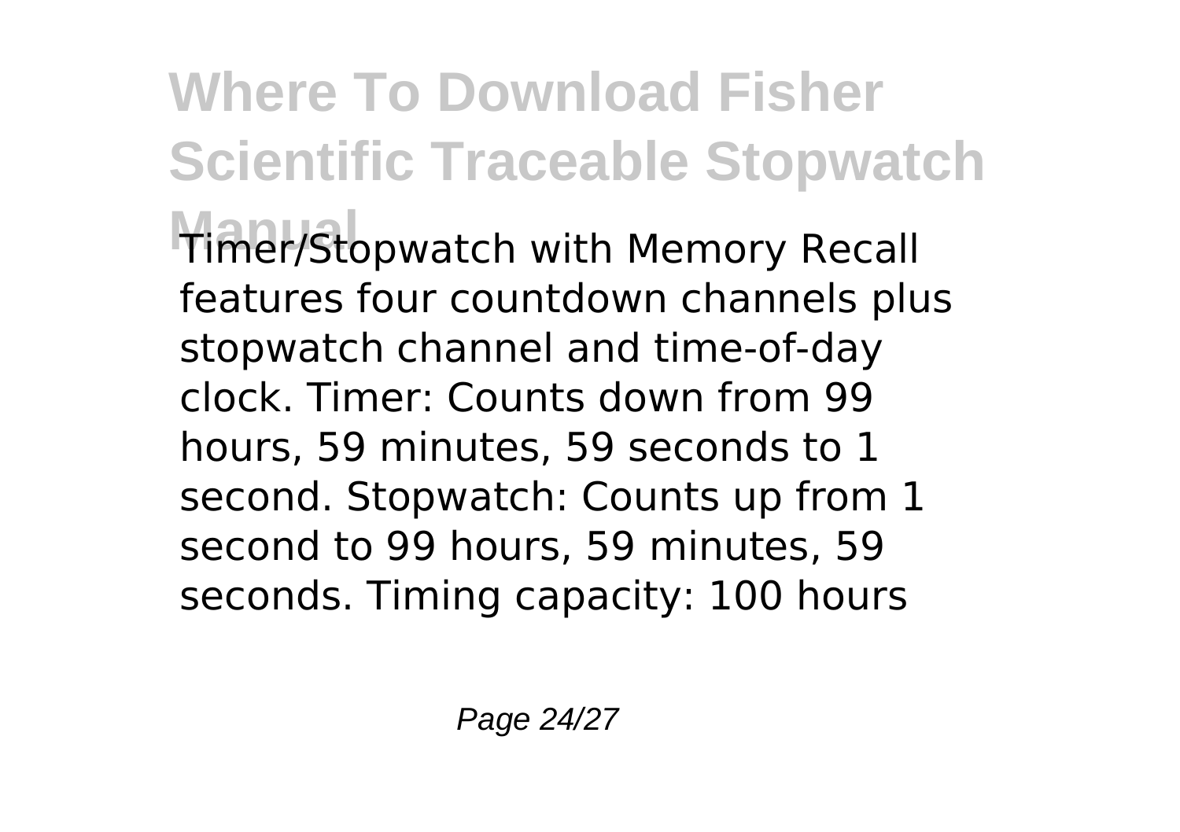Timer/Stopwatch with Memory Recall features four countdown channels plus stopwatch channel and time-of-day clock. Timer: Counts down from 99 hours, 59 minutes, 59 seconds to 1 second. Stopwatch: Counts up from 1 second to 99 hours, 59 minutes, 59 seconds. Timing capacity: 100 hours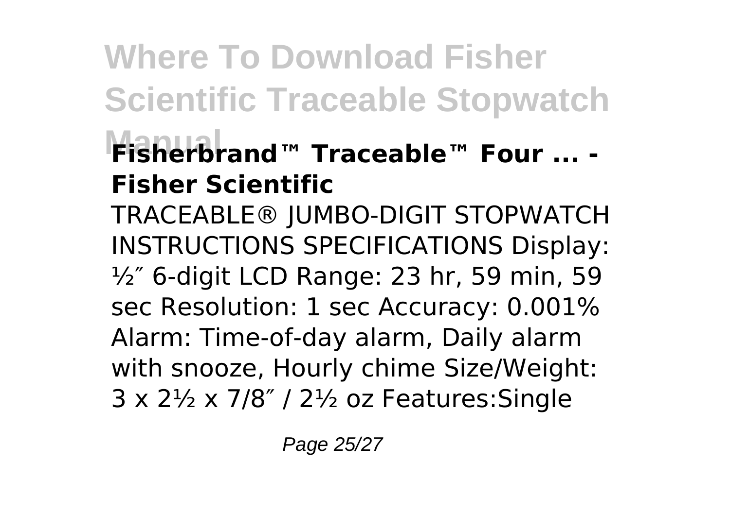### Fisherbrand™ Traceable™ Four ... - Fisher Scientific

TRACEABLE® JUMBO-DIGIT STOPWATCH INSTRUCTIONS SPECIFICATIONS Display: ½″ 6-digit LCD Range: 23 hr, 59 min, 59 sec Resolution: 1 sec Accuracy: 0.001% Alarm: Time-of-day alarm, Daily alarm with snooze, Hourly chime Size/Weight: 3 x 2½ x 7/8″ / 2½ oz Features:Single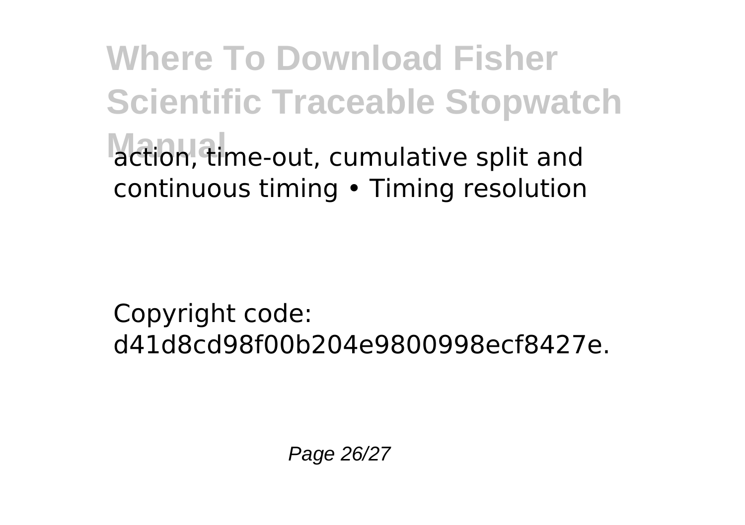action, time-out, cumulative split and continuous timing • Timing resolution

Copyright code: d41d8cd98f00b204e9800998ecf8427e.